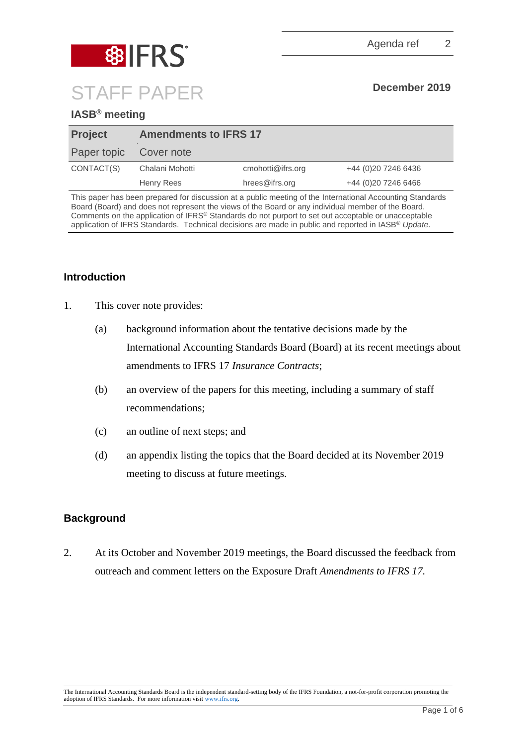Agenda ref 2

# STAFF PAPER

**December 2019**

**IASB® meeting**

| **Project** | **Amendments to IFRS 17** | | |
|---|---|---|---|
| Paper topic | Cover note | | |
| CONTACT(S) | Chalani Mohotti | cmohotti@ifrs.org | +44 (0)20 7246 6436 |
| | Henry Rees | hrees@ifrs.org | +44 (0)20 7246 6466 |

This paper has been prepared for discussion at a public meeting of the International Accounting Standards Board (Board) and does not represent the views of the Board or any individual member of the Board. Comments on the application of IFRS® Standards do not purport to set out acceptable or unacceptable application of IFRS Standards. Technical decisions are made in public and reported in IASB® *Update*.

## Introduction

1. This cover note provides:
   (a) background information about the tentative decisions made by the International Accounting Standards Board (Board) at its recent meetings about amendments to IFRS 17 *Insurance Contracts*;
   (b) an overview of the papers for this meeting, including a summary of staff recommendations;
   (c) an outline of next steps; and
   (d) an appendix listing the topics that the Board decided at its November 2019 meeting to discuss at future meetings.

## Background

2. At its October and November 2019 meetings, the Board discussed the feedback from outreach and comment letters on the Exposure Draft *Amendments to IFRS 17*.

The International Accounting Standards Board is the independent standard-setting body of the IFRS Foundation, a not-for-profit corporation promoting the adoption of IFRS Standards. For more information visit www.ifrs.org.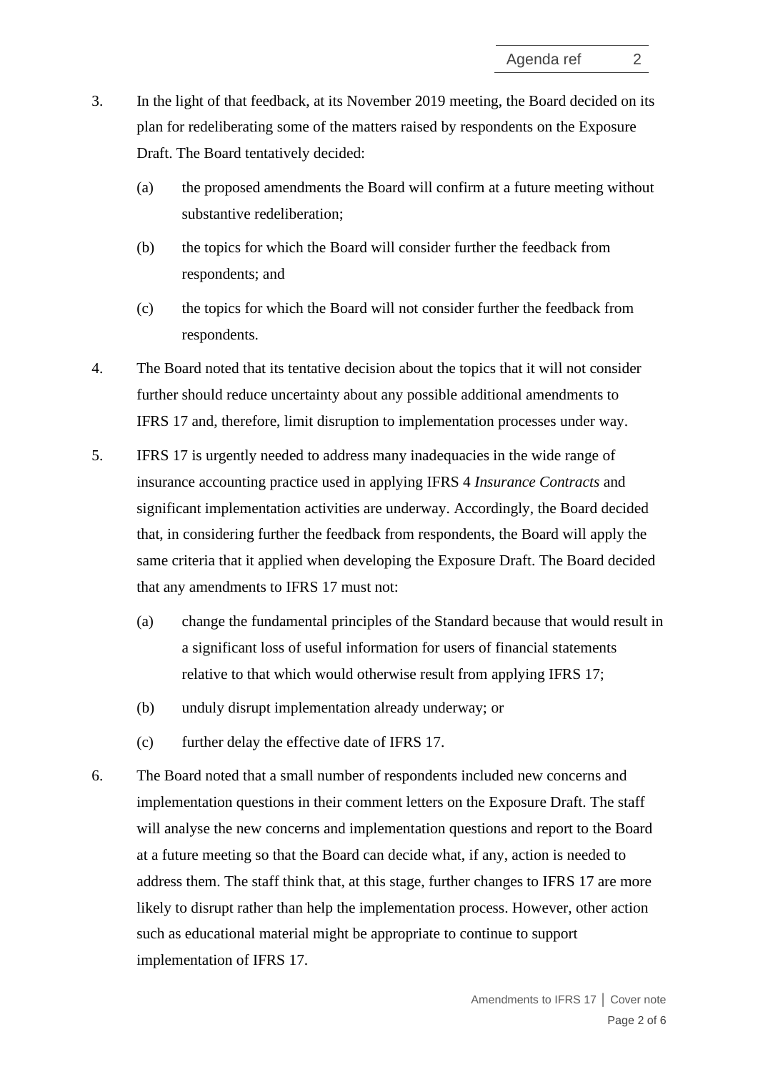3. In the light of that feedback, at its November 2019 meeting, the Board decided on its plan for redeliberating some of the matters raised by respondents on the Exposure Draft. The Board tentatively decided:

   (a) the proposed amendments the Board will confirm at a future meeting without substantive redeliberation;

   (b) the topics for which the Board will consider further the feedback from respondents; and

   (c) the topics for which the Board will not consider further the feedback from respondents.

4. The Board noted that its tentative decision about the topics that it will not consider further should reduce uncertainty about any possible additional amendments to IFRS 17 and, therefore, limit disruption to implementation processes under way.

5. IFRS 17 is urgently needed to address many inadequacies in the wide range of insurance accounting practice used in applying IFRS 4 *Insurance Contracts* and significant implementation activities are underway. Accordingly, the Board decided that, in considering further the feedback from respondents, the Board will apply the same criteria that it applied when developing the Exposure Draft. The Board decided that any amendments to IFRS 17 must not:

   (a) change the fundamental principles of the Standard because that would result in a significant loss of useful information for users of financial statements relative to that which would otherwise result from applying IFRS 17;

   (b) unduly disrupt implementation already underway; or

   (c) further delay the effective date of IFRS 17.

6. The Board noted that a small number of respondents included new concerns and implementation questions in their comment letters on the Exposure Draft. The staff will analyse the new concerns and implementation questions and report to the Board at a future meeting so that the Board can decide what, if any, action is needed to address them. The staff think that, at this stage, further changes to IFRS 17 are more likely to disrupt rather than help the implementation process. However, other action such as educational material might be appropriate to continue to support implementation of IFRS 17.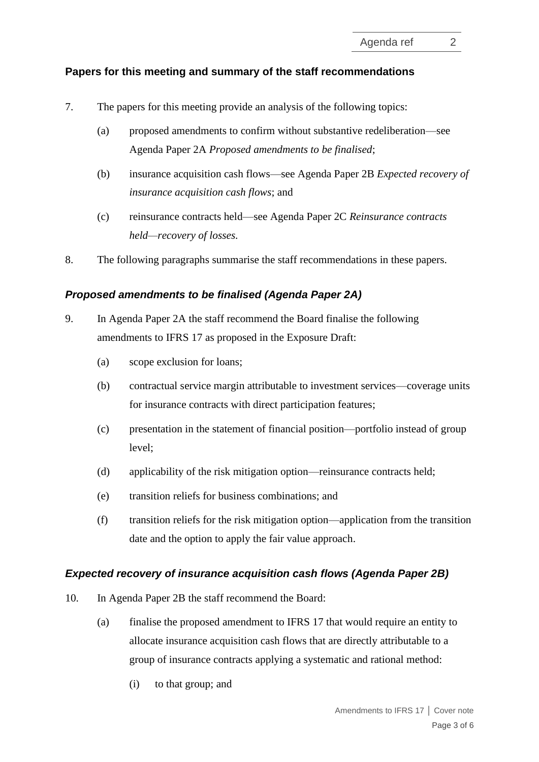### Papers for this meeting and summary of the staff recommendations

7. The papers for this meeting provide an analysis of the following topics:

   (a) proposed amendments to confirm without substantive redeliberation—see Agenda Paper 2A *Proposed amendments to be finalised*;

   (b) insurance acquisition cash flows—see Agenda Paper 2B *Expected recovery of insurance acquisition cash flows*; and

   (c) reinsurance contracts held—see Agenda Paper 2C *Reinsurance contracts held—recovery of losses.*

8. The following paragraphs summarise the staff recommendations in these papers.

#### *Proposed amendments to be finalised (Agenda Paper 2A)*

9. In Agenda Paper 2A the staff recommend the Board finalise the following amendments to IFRS 17 as proposed in the Exposure Draft:

   (a) scope exclusion for loans;

   (b) contractual service margin attributable to investment services—coverage units for insurance contracts with direct participation features;

   (c) presentation in the statement of financial position—portfolio instead of group level;

   (d) applicability of the risk mitigation option—reinsurance contracts held;

   (e) transition reliefs for business combinations; and

   (f) transition reliefs for the risk mitigation option—application from the transition date and the option to apply the fair value approach.

#### *Expected recovery of insurance acquisition cash flows (Agenda Paper 2B)*

10. In Agenda Paper 2B the staff recommend the Board:

   (a) finalise the proposed amendment to IFRS 17 that would require an entity to allocate insurance acquisition cash flows that are directly attributable to a group of insurance contracts applying a systematic and rational method:

      (i) to that group; and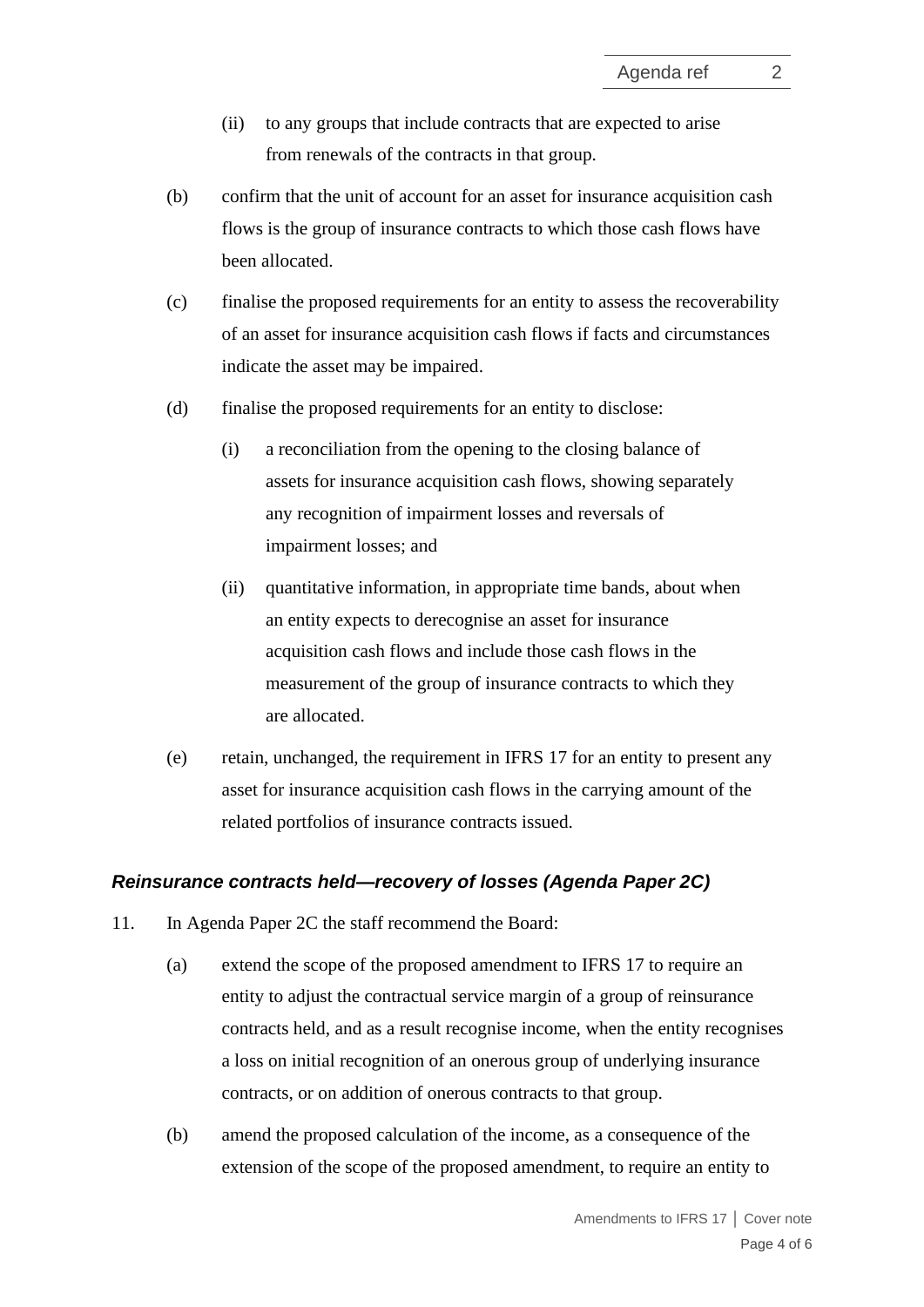(ii) to any groups that include contracts that are expected to arise from renewals of the contracts in that group.

(b) confirm that the unit of account for an asset for insurance acquisition cash flows is the group of insurance contracts to which those cash flows have been allocated.

(c) finalise the proposed requirements for an entity to assess the recoverability of an asset for insurance acquisition cash flows if facts and circumstances indicate the asset may be impaired.

(d) finalise the proposed requirements for an entity to disclose:

  (i) a reconciliation from the opening to the closing balance of assets for insurance acquisition cash flows, showing separately any recognition of impairment losses and reversals of impairment losses; and

  (ii) quantitative information, in appropriate time bands, about when an entity expects to derecognise an asset for insurance acquisition cash flows and include those cash flows in the measurement of the group of insurance contracts to which they are allocated.

(e) retain, unchanged, the requirement in IFRS 17 for an entity to present any asset for insurance acquisition cash flows in the carrying amount of the related portfolios of insurance contracts issued.

### *Reinsurance contracts held—recovery of losses (Agenda Paper 2C)*

11. In Agenda Paper 2C the staff recommend the Board:

(a) extend the scope of the proposed amendment to IFRS 17 to require an entity to adjust the contractual service margin of a group of reinsurance contracts held, and as a result recognise income, when the entity recognises a loss on initial recognition of an onerous group of underlying insurance contracts, or on addition of onerous contracts to that group.

(b) amend the proposed calculation of the income, as a consequence of the extension of the scope of the proposed amendment, to require an entity to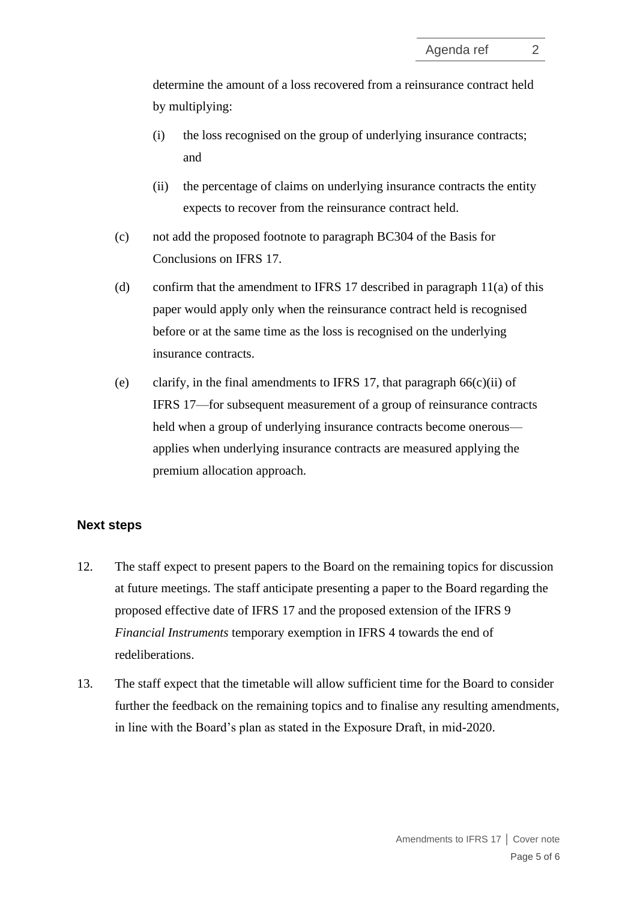determine the amount of a loss recovered from a reinsurance contract held by multiplying:

   (i) the loss recognised on the group of underlying insurance contracts; and

   (ii) the percentage of claims on underlying insurance contracts the entity expects to recover from the reinsurance contract held.

(c) not add the proposed footnote to paragraph BC304 of the Basis for Conclusions on IFRS 17.

(d) confirm that the amendment to IFRS 17 described in paragraph 11(a) of this paper would apply only when the reinsurance contract held is recognised before or at the same time as the loss is recognised on the underlying insurance contracts.

(e) clarify, in the final amendments to IFRS 17, that paragraph 66(c)(ii) of IFRS 17—for subsequent measurement of a group of reinsurance contracts held when a group of underlying insurance contracts become onerous—applies when underlying insurance contracts are measured applying the premium allocation approach.

## Next steps

12. The staff expect to present papers to the Board on the remaining topics for discussion at future meetings. The staff anticipate presenting a paper to the Board regarding the proposed effective date of IFRS 17 and the proposed extension of the IFRS 9 *Financial Instruments* temporary exemption in IFRS 4 towards the end of redeliberations.

13. The staff expect that the timetable will allow sufficient time for the Board to consider further the feedback on the remaining topics and to finalise any resulting amendments, in line with the Board's plan as stated in the Exposure Draft, in mid-2020.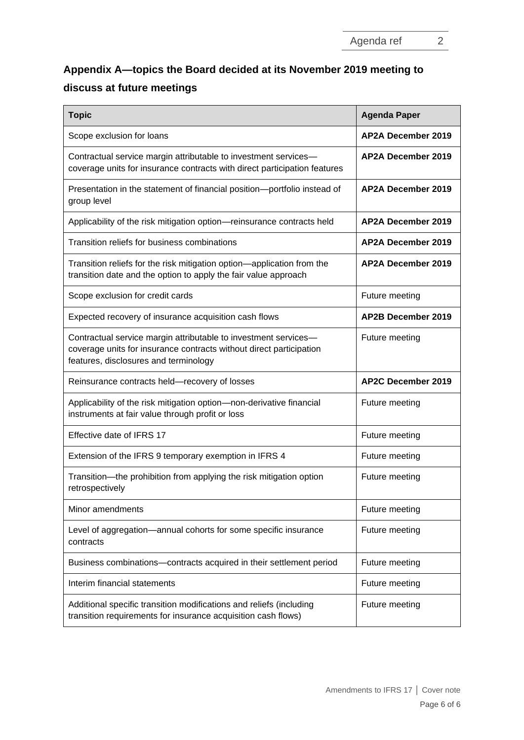## Appendix A—topics the Board decided at its November 2019 meeting to discuss at future meetings

| Topic | Agenda Paper |
| --- | --- |
| Scope exclusion for loans | **AP2A December 2019** |
| Contractual service margin attributable to investment services—coverage units for insurance contracts with direct participation features | **AP2A December 2019** |
| Presentation in the statement of financial position—portfolio instead of group level | **AP2A December 2019** |
| Applicability of the risk mitigation option—reinsurance contracts held | **AP2A December 2019** |
| Transition reliefs for business combinations | **AP2A December 2019** |
| Transition reliefs for the risk mitigation option—application from the transition date and the option to apply the fair value approach | **AP2A December 2019** |
| Scope exclusion for credit cards | Future meeting |
| Expected recovery of insurance acquisition cash flows | **AP2B December 2019** |
| Contractual service margin attributable to investment services—coverage units for insurance contracts without direct participation features, disclosures and terminology | Future meeting |
| Reinsurance contracts held—recovery of losses | **AP2C December 2019** |
| Applicability of the risk mitigation option—non-derivative financial instruments at fair value through profit or loss | Future meeting |
| Effective date of IFRS 17 | Future meeting |
| Extension of the IFRS 9 temporary exemption in IFRS 4 | Future meeting |
| Transition—the prohibition from applying the risk mitigation option retrospectively | Future meeting |
| Minor amendments | Future meeting |
| Level of aggregation—annual cohorts for some specific insurance contracts | Future meeting |
| Business combinations—contracts acquired in their settlement period | Future meeting |
| Interim financial statements | Future meeting |
| Additional specific transition modifications and reliefs (including transition requirements for insurance acquisition cash flows) | Future meeting |